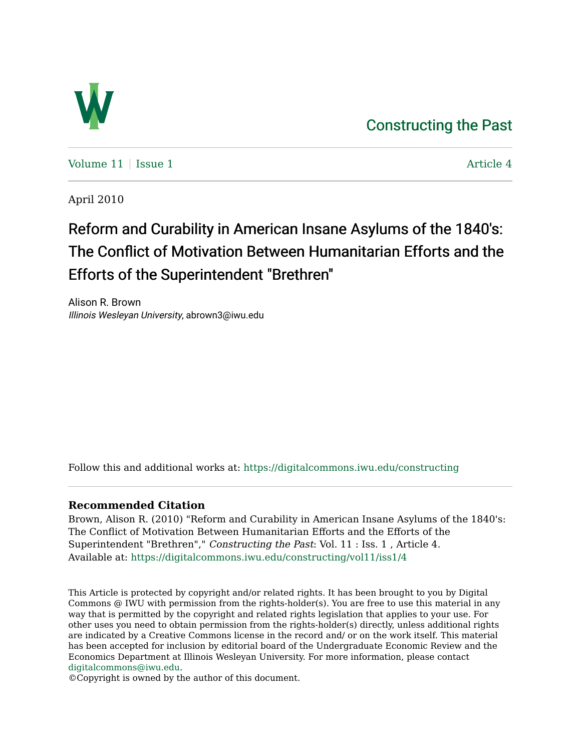Constructing the Past

Volume 11 | Issue 1 Article 4

April 2010

# Reform and Curability in American Insane Asylums of the 1840's: The Conflict of Motivation Between Humanitarian Efforts and the Efforts of the Superintendent "Brethren"

Alison R. Brown
*Illinois Wesleyan University*, abrown3@iwu.edu

Follow this and additional works at: https://digitalcommons.iwu.edu/constructing

**Recommended Citation**

Brown, Alison R. (2010) "Reform and Curability in American Insane Asylums of the 1840's: The Conflict of Motivation Between Humanitarian Efforts and the Efforts of the Superintendent "Brethren"," *Constructing the Past*: Vol. 11 : Iss. 1 , Article 4.
Available at: https://digitalcommons.iwu.edu/constructing/vol11/iss1/4

This Article is protected by copyright and/or related rights. It has been brought to you by Digital Commons @ IWU with permission from the rights-holder(s). You are free to use this material in any way that is permitted by the copyright and related rights legislation that applies to your use. For other uses you need to obtain permission from the rights-holder(s) directly, unless additional rights are indicated by a Creative Commons license in the record and/ or on the work itself. This material has been accepted for inclusion by editorial board of the Undergraduate Economic Review and the Economics Department at Illinois Wesleyan University. For more information, please contact digitalcommons@iwu.edu.
©Copyright is owned by the author of this document.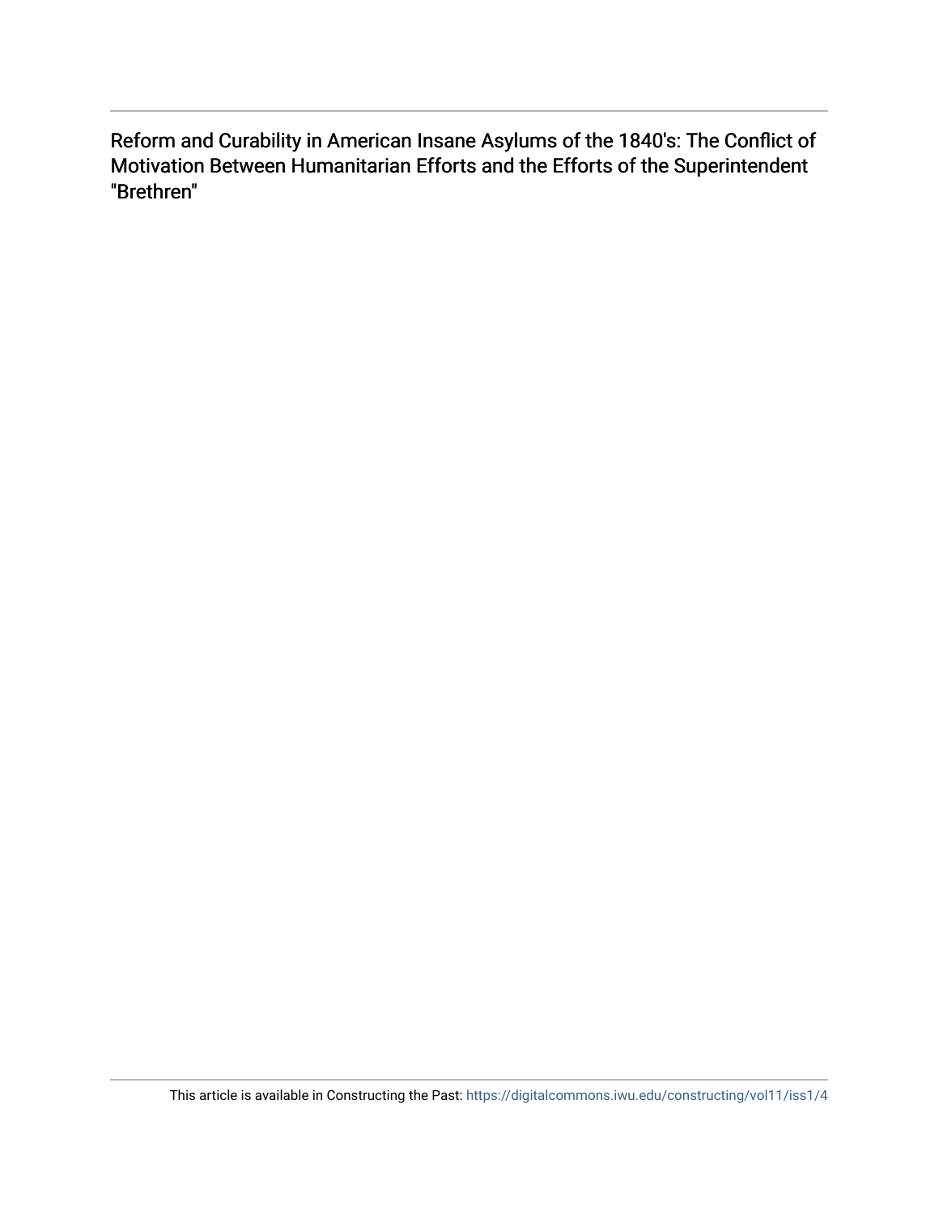Reform and Curability in American Insane Asylums of the 1840's: The Conflict of Motivation Between Humanitarian Efforts and the Efforts of the Superintendent "Brethren"

This article is available in Constructing the Past: https://digitalcommons.iwu.edu/constructing/vol11/iss1/4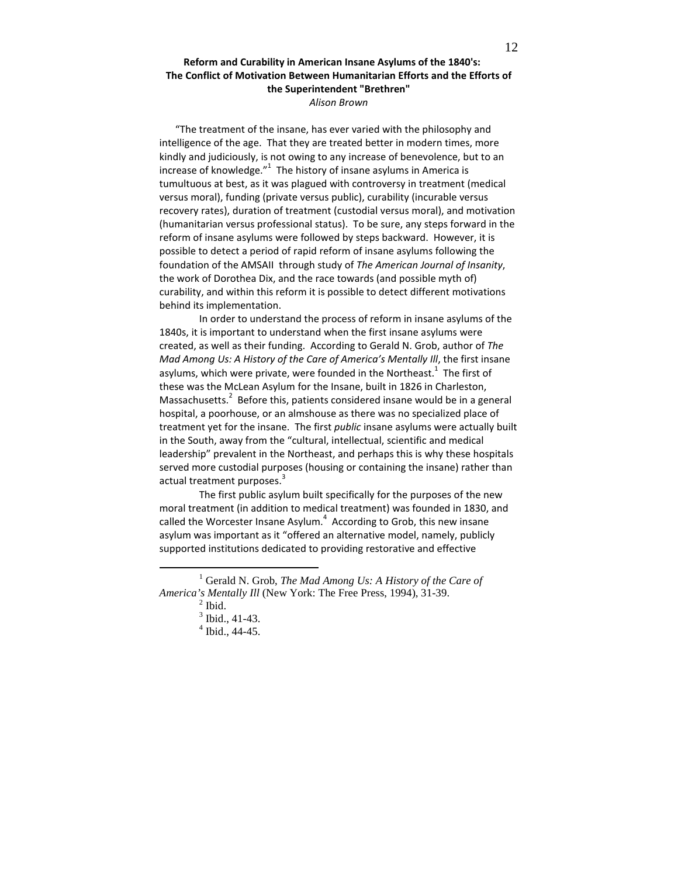# Reform and Curability in American Insane Asylums of the 1840's: The Conflict of Motivation Between Humanitarian Efforts and the Efforts of the Superintendent "Brethren"

*Alison Brown*

"The treatment of the insane, has ever varied with the philosophy and intelligence of the age. That they are treated better in modern times, more kindly and judiciously, is not owing to any increase of benevolence, but to an increase of knowledge."[1] The history of insane asylums in America is tumultuous at best, as it was plagued with controversy in treatment (medical versus moral), funding (private versus public), curability (incurable versus recovery rates), duration of treatment (custodial versus moral), and motivation (humanitarian versus professional status). To be sure, any steps forward in the reform of insane asylums were followed by steps backward. However, it is possible to detect a period of rapid reform of insane asylums following the foundation of the AMSAII through study of *The American Journal of Insanity*, the work of Dorothea Dix, and the race towards (and possible myth of) curability, and within this reform it is possible to detect different motivations behind its implementation.

In order to understand the process of reform in insane asylums of the 1840s, it is important to understand when the first insane asylums were created, as well as their funding. According to Gerald N. Grob, author of *The Mad Among Us: A History of the Care of America's Mentally Ill*, the first insane asylums, which were private, were founded in the Northeast.[1] The first of these was the McLean Asylum for the Insane, built in 1826 in Charleston, Massachusetts.[2] Before this, patients considered insane would be in a general hospital, a poorhouse, or an almshouse as there was no specialized place of treatment yet for the insane. The first *public* insane asylums were actually built in the South, away from the "cultural, intellectual, scientific and medical leadership" prevalent in the Northeast, and perhaps this is why these hospitals served more custodial purposes (housing or containing the insane) rather than actual treatment purposes.[3]

The first public asylum built specifically for the purposes of the new moral treatment (in addition to medical treatment) was founded in 1830, and called the Worcester Insane Asylum.[4] According to Grob, this new insane asylum was important as it "offered an alternative model, namely, publicly supported institutions dedicated to providing restorative and effective

---

[1] Gerald N. Grob, *The Mad Among Us: A History of the Care of America's Mentally Ill* (New York: The Free Press, 1994), 31-39.

[2] Ibid.

[3] Ibid., 41-43.

[4] Ibid., 44-45.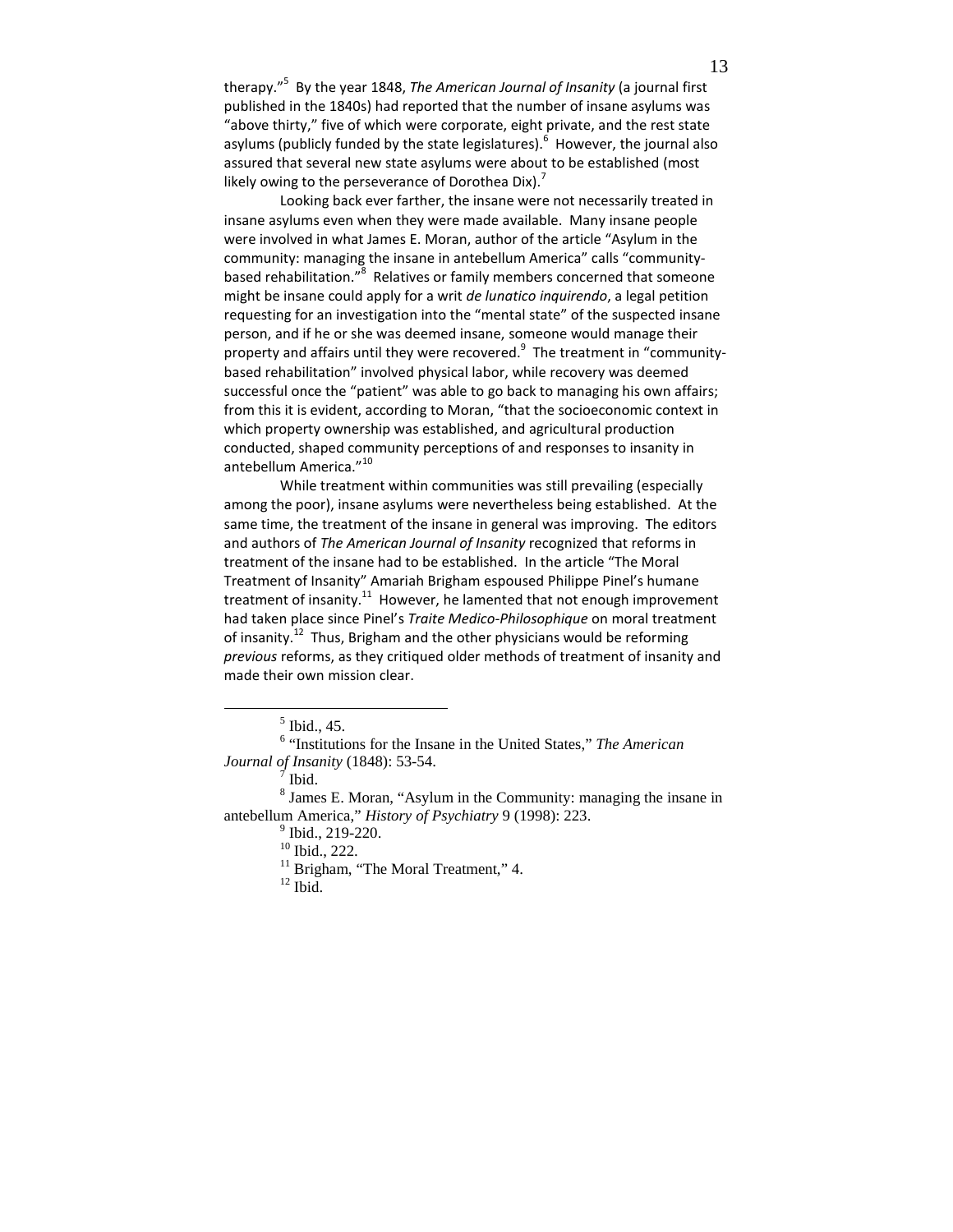therapy."[5] By the year 1848, *The American Journal of Insanity* (a journal first published in the 1840s) had reported that the number of insane asylums was "above thirty," five of which were corporate, eight private, and the rest state asylums (publicly funded by the state legislatures).[6] However, the journal also assured that several new state asylums were about to be established (most likely owing to the perseverance of Dorothea Dix).[7]

Looking back ever farther, the insane were not necessarily treated in insane asylums even when they were made available. Many insane people were involved in what James E. Moran, author of the article "Asylum in the community: managing the insane in antebellum America" calls "community-based rehabilitation."[8] Relatives or family members concerned that someone might be insane could apply for a writ *de lunatico inquirendo*, a legal petition requesting for an investigation into the "mental state" of the suspected insane person, and if he or she was deemed insane, someone would manage their property and affairs until they were recovered.[9] The treatment in "community-based rehabilitation" involved physical labor, while recovery was deemed successful once the "patient" was able to go back to managing his own affairs; from this it is evident, according to Moran, "that the socioeconomic context in which property ownership was established, and agricultural production conducted, shaped community perceptions of and responses to insanity in antebellum America."[10]

While treatment within communities was still prevailing (especially among the poor), insane asylums were nevertheless being established. At the same time, the treatment of the insane in general was improving. The editors and authors of *The American Journal of Insanity* recognized that reforms in treatment of the insane had to be established. In the article "The Moral Treatment of Insanity" Amariah Brigham espoused Philippe Pinel's humane treatment of insanity.[11] However, he lamented that not enough improvement had taken place since Pinel's *Traite Medico-Philosophique* on moral treatment of insanity.[12] Thus, Brigham and the other physicians would be reforming *previous* reforms, as they critiqued older methods of treatment of insanity and made their own mission clear.

---

[5] Ibid., 45.

[6] "Institutions for the Insane in the United States," *The American Journal of Insanity* (1848): 53-54.

[7] Ibid.

[8] James E. Moran, "Asylum in the Community: managing the insane in antebellum America," *History of Psychiatry* 9 (1998): 223.

[9] Ibid., 219-220.

[10] Ibid., 222.

[11] Brigham, "The Moral Treatment," 4.

[12] Ibid.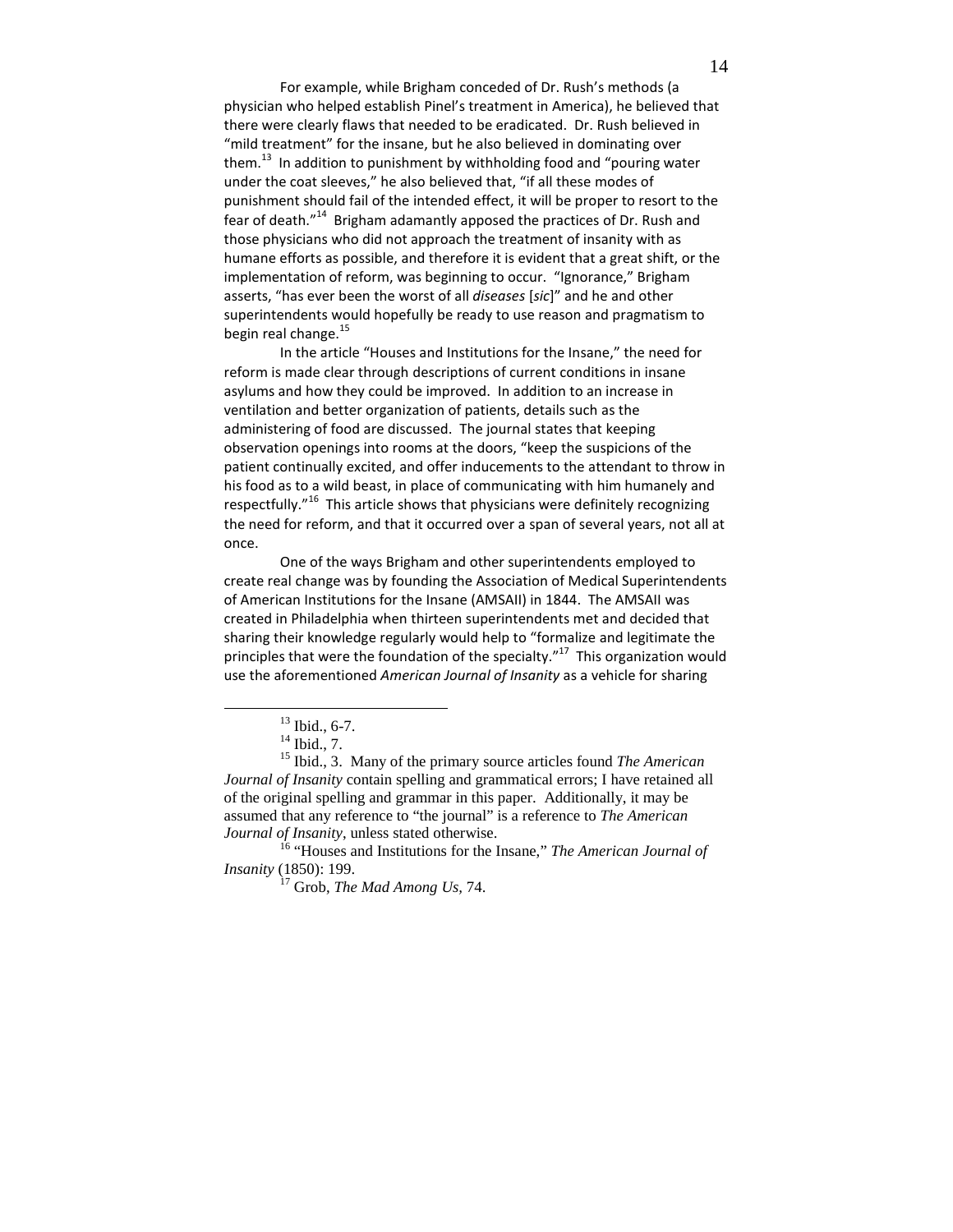For example, while Brigham conceded of Dr. Rush's methods (a physician who helped establish Pinel's treatment in America), he believed that there were clearly flaws that needed to be eradicated. Dr. Rush believed in "mild treatment" for the insane, but he also believed in dominating over them.[13] In addition to punishment by withholding food and "pouring water under the coat sleeves," he also believed that, "if all these modes of punishment should fail of the intended effect, it will be proper to resort to the fear of death."[14] Brigham adamantly apposed the practices of Dr. Rush and those physicians who did not approach the treatment of insanity with as humane efforts as possible, and therefore it is evident that a great shift, or the implementation of reform, was beginning to occur. "Ignorance," Brigham asserts, "has ever been the worst of all *diseases* [*sic*]" and he and other superintendents would hopefully be ready to use reason and pragmatism to begin real change.[15]

In the article "Houses and Institutions for the Insane," the need for reform is made clear through descriptions of current conditions in insane asylums and how they could be improved. In addition to an increase in ventilation and better organization of patients, details such as the administering of food are discussed. The journal states that keeping observation openings into rooms at the doors, "keep the suspicions of the patient continually excited, and offer inducements to the attendant to throw in his food as to a wild beast, in place of communicating with him humanely and respectfully."[16] This article shows that physicians were definitely recognizing the need for reform, and that it occurred over a span of several years, not all at once.

One of the ways Brigham and other superintendents employed to create real change was by founding the Association of Medical Superintendents of American Institutions for the Insane (AMSAII) in 1844. The AMSAII was created in Philadelphia when thirteen superintendents met and decided that sharing their knowledge regularly would help to "formalize and legitimate the principles that were the foundation of the specialty."[17] This organization would use the aforementioned *American Journal of Insanity* as a vehicle for sharing

---

[13] Ibid., 6-7.

[14] Ibid., 7.

[15] Ibid., 3. Many of the primary source articles found *The American Journal of Insanity* contain spelling and grammatical errors; I have retained all of the original spelling and grammar in this paper. Additionally, it may be assumed that any reference to "the journal" is a reference to *The American Journal of Insanity*, unless stated otherwise.

[16] "Houses and Institutions for the Insane," *The American Journal of Insanity* (1850): 199.

[17] Grob, *The Mad Among Us*, 74.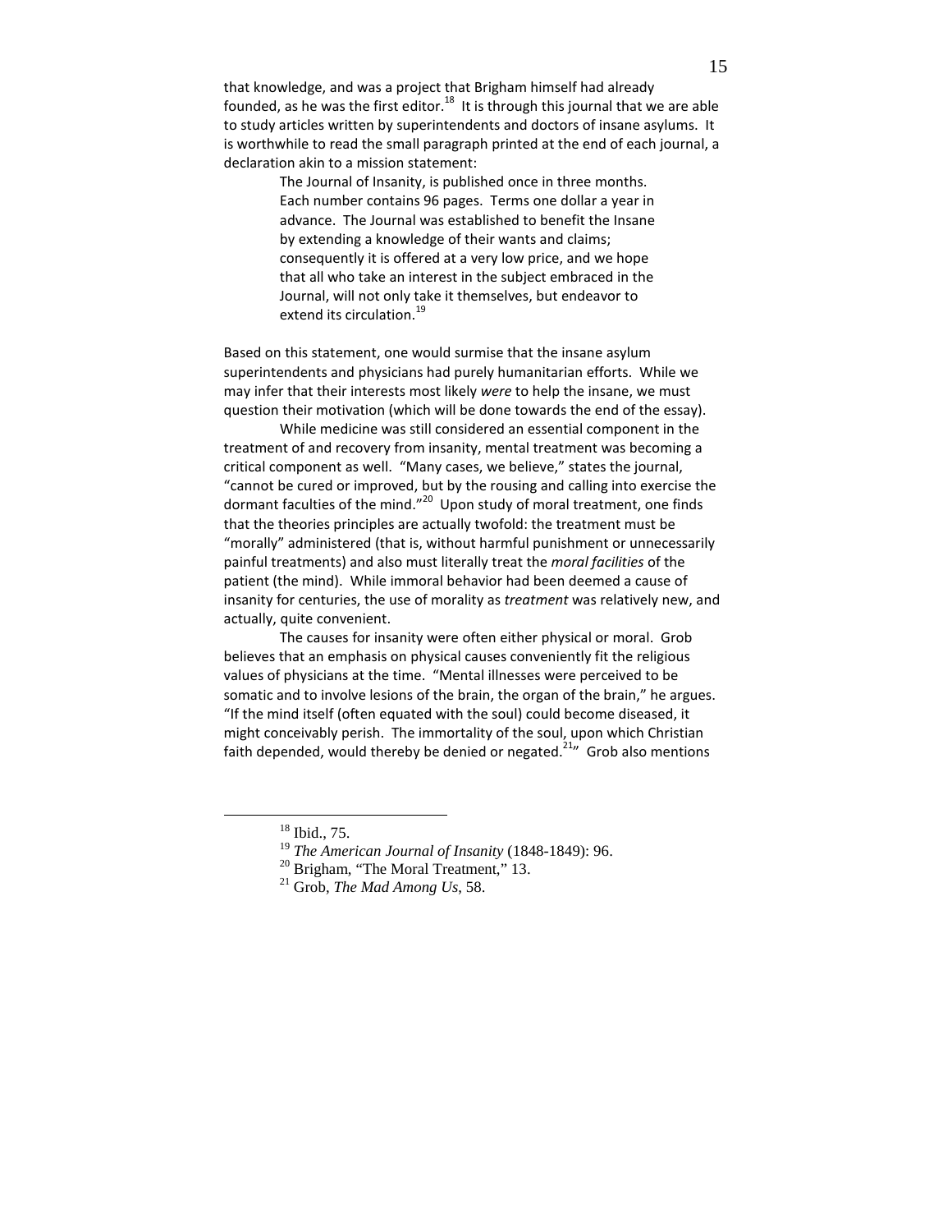that knowledge, and was a project that Brigham himself had already founded, as he was the first editor.[18] It is through this journal that we are able to study articles written by superintendents and doctors of insane asylums. It is worthwhile to read the small paragraph printed at the end of each journal, a declaration akin to a mission statement:

> The Journal of Insanity, is published once in three months. Each number contains 96 pages. Terms one dollar a year in advance. The Journal was established to benefit the Insane by extending a knowledge of their wants and claims; consequently it is offered at a very low price, and we hope that all who take an interest in the subject embraced in the Journal, will not only take it themselves, but endeavor to extend its circulation.[19]

Based on this statement, one would surmise that the insane asylum superintendents and physicians had purely humanitarian efforts. While we may infer that their interests most likely *were* to help the insane, we must question their motivation (which will be done towards the end of the essay).

While medicine was still considered an essential component in the treatment of and recovery from insanity, mental treatment was becoming a critical component as well. "Many cases, we believe," states the journal, "cannot be cured or improved, but by the rousing and calling into exercise the dormant faculties of the mind."[20] Upon study of moral treatment, one finds that the theories principles are actually twofold: the treatment must be "morally" administered (that is, without harmful punishment or unnecessarily painful treatments) and also must literally treat the *moral facilities* of the patient (the mind). While immoral behavior had been deemed a cause of insanity for centuries, the use of morality as *treatment* was relatively new, and actually, quite convenient.

The causes for insanity were often either physical or moral. Grob believes that an emphasis on physical causes conveniently fit the religious values of physicians at the time. "Mental illnesses were perceived to be somatic and to involve lesions of the brain, the organ of the brain," he argues. "If the mind itself (often equated with the soul) could become diseased, it might conceivably perish. The immortality of the soul, upon which Christian faith depended, would thereby be denied or negated.[21]" Grob also mentions

---

[18] Ibid., 75.

[19] *The American Journal of Insanity* (1848-1849): 96.

[20] Brigham, "The Moral Treatment," 13.

[21] Grob, *The Mad Among Us*, 58.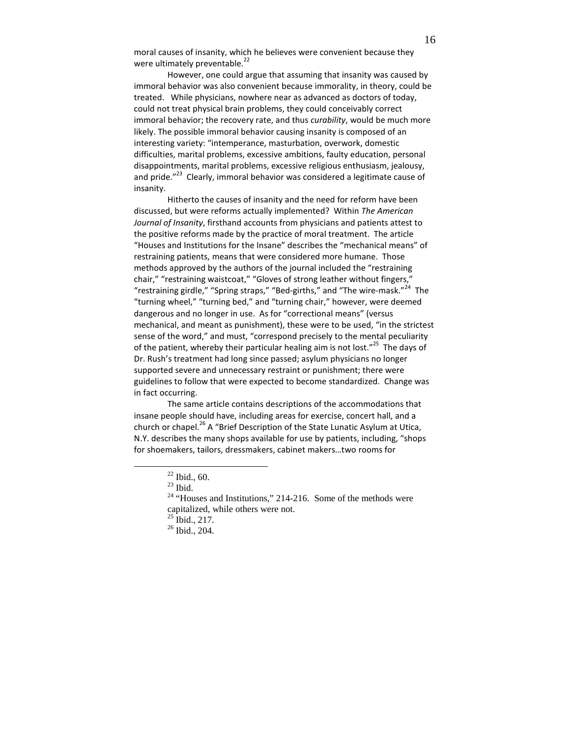moral causes of insanity, which he believes were convenient because they were ultimately preventable.[22]

However, one could argue that assuming that insanity was caused by immoral behavior was also convenient because immorality, in theory, could be treated. While physicians, nowhere near as advanced as doctors of today, could not treat physical brain problems, they could conceivably correct immoral behavior; the recovery rate, and thus *curability*, would be much more likely. The possible immoral behavior causing insanity is composed of an interesting variety: "intemperance, masturbation, overwork, domestic difficulties, marital problems, excessive ambitions, faulty education, personal disappointments, marital problems, excessive religious enthusiasm, jealousy, and pride."[23] Clearly, immoral behavior was considered a legitimate cause of insanity.

Hitherto the causes of insanity and the need for reform have been discussed, but were reforms actually implemented? Within *The American Journal of Insanity*, firsthand accounts from physicians and patients attest to the positive reforms made by the practice of moral treatment. The article "Houses and Institutions for the Insane" describes the "mechanical means" of restraining patients, means that were considered more humane. Those methods approved by the authors of the journal included the "restraining chair," "restraining waistcoat," "Gloves of strong leather without fingers," "restraining girdle," "Spring straps," "Bed-girths," and "The wire-mask."[24] The "turning wheel," "turning bed," and "turning chair," however, were deemed dangerous and no longer in use. As for "correctional means" (versus mechanical, and meant as punishment), these were to be used, "in the strictest sense of the word," and must, "correspond precisely to the mental peculiarity of the patient, whereby their particular healing aim is not lost."[25] The days of Dr. Rush's treatment had long since passed; asylum physicians no longer supported severe and unnecessary restraint or punishment; there were guidelines to follow that were expected to become standardized. Change was in fact occurring.

The same article contains descriptions of the accommodations that insane people should have, including areas for exercise, concert hall, and a church or chapel.[26] A "Brief Description of the State Lunatic Asylum at Utica, N.Y. describes the many shops available for use by patients, including, "shops for shoemakers, tailors, dressmakers, cabinet makers…two rooms for

---

[22] Ibid., 60.

[23] Ibid.

[24] "Houses and Institutions," 214-216. Some of the methods were capitalized, while others were not.

[25] Ibid., 217.

[26] Ibid., 204.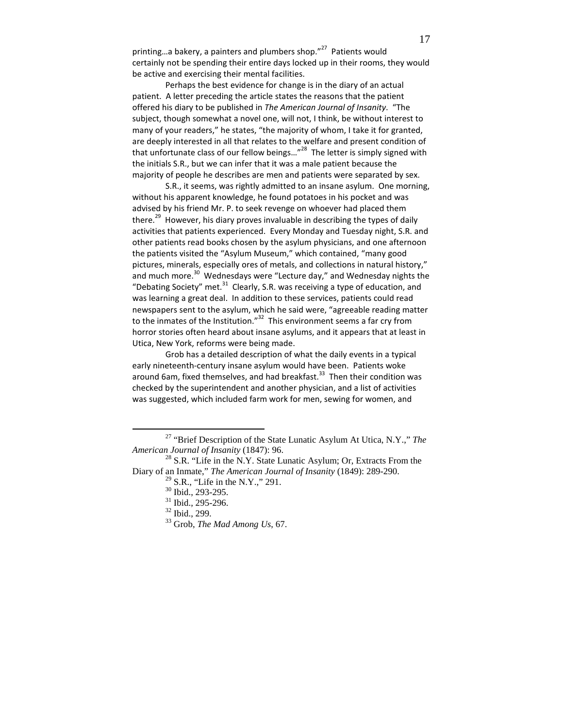printing…a bakery, a painters and plumbers shop."[27] Patients would certainly not be spending their entire days locked up in their rooms, they would be active and exercising their mental facilities.

Perhaps the best evidence for change is in the diary of an actual patient. A letter preceding the article states the reasons that the patient offered his diary to be published in *The American Journal of Insanity*. "The subject, though somewhat a novel one, will not, I think, be without interest to many of your readers," he states, "the majority of whom, I take it for granted, are deeply interested in all that relates to the welfare and present condition of that unfortunate class of our fellow beings…"[28] The letter is simply signed with the initials S.R., but we can infer that it was a male patient because the majority of people he describes are men and patients were separated by sex.

S.R., it seems, was rightly admitted to an insane asylum. One morning, without his apparent knowledge, he found potatoes in his pocket and was advised by his friend Mr. P. to seek revenge on whoever had placed them there.[29] However, his diary proves invaluable in describing the types of daily activities that patients experienced. Every Monday and Tuesday night, S.R. and other patients read books chosen by the asylum physicians, and one afternoon the patients visited the "Asylum Museum," which contained, "many good pictures, minerals, especially ores of metals, and collections in natural history," and much more.[30] Wednesdays were "Lecture day," and Wednesday nights the "Debating Society" met.[31] Clearly, S.R. was receiving a type of education, and was learning a great deal. In addition to these services, patients could read newspapers sent to the asylum, which he said were, "agreeable reading matter to the inmates of the Institution."[32] This environment seems a far cry from horror stories often heard about insane asylums, and it appears that at least in Utica, New York, reforms were being made.

Grob has a detailed description of what the daily events in a typical early nineteenth-century insane asylum would have been. Patients woke around 6am, fixed themselves, and had breakfast.[33] Then their condition was checked by the superintendent and another physician, and a list of activities was suggested, which included farm work for men, sewing for women, and

---

[27] "Brief Description of the State Lunatic Asylum At Utica, N.Y.," *The American Journal of Insanity* (1847): 96.

[28] S.R. "Life in the N.Y. State Lunatic Asylum; Or, Extracts From the Diary of an Inmate," *The American Journal of Insanity* (1849): 289-290.

[29] S.R., "Life in the N.Y.," 291.

[30] Ibid., 293-295.

[31] Ibid., 295-296.

[32] Ibid., 299.

[33] Grob, *The Mad Among Us*, 67.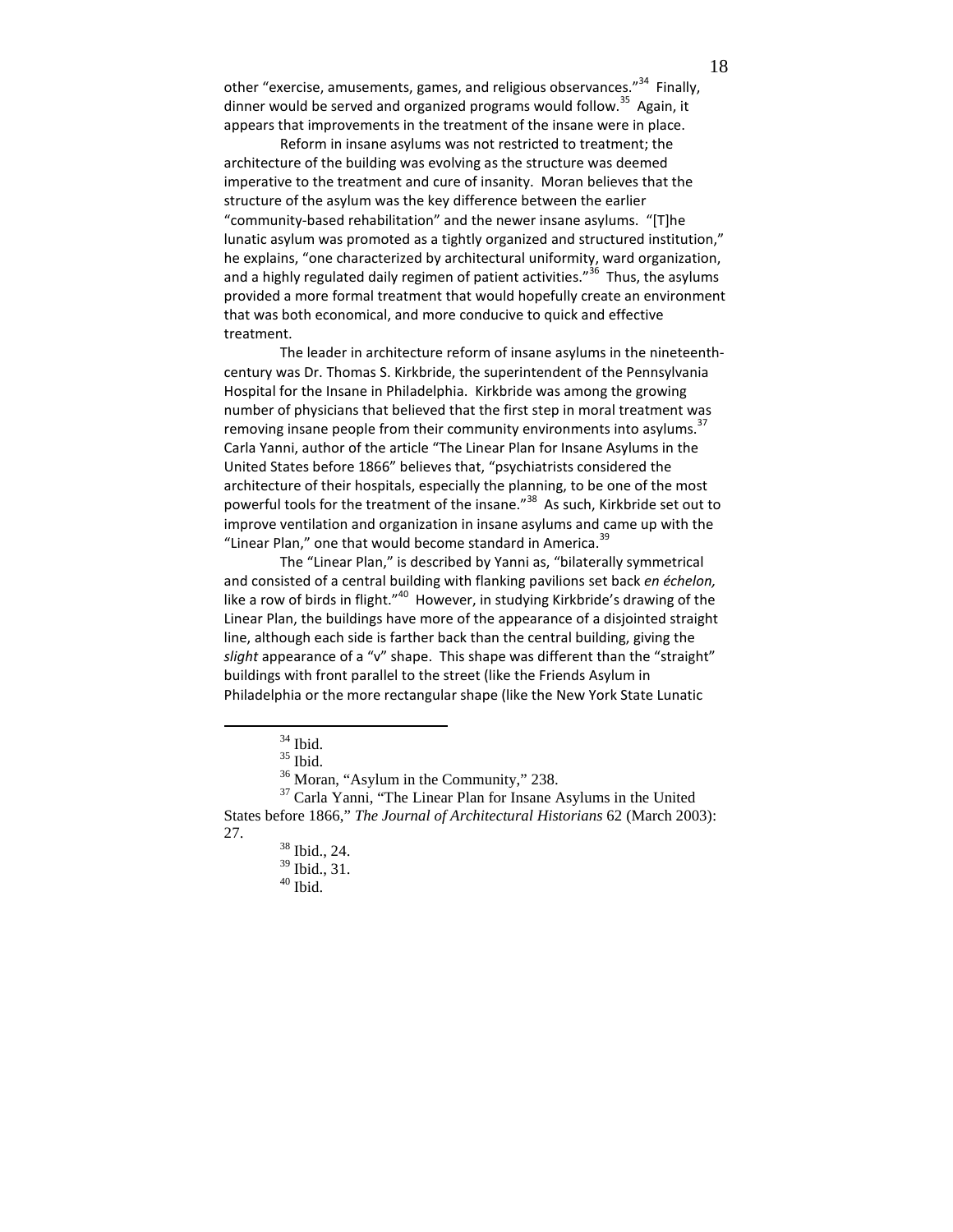other "exercise, amusements, games, and religious observances."[34] Finally, dinner would be served and organized programs would follow.[35] Again, it appears that improvements in the treatment of the insane were in place.

Reform in insane asylums was not restricted to treatment; the architecture of the building was evolving as the structure was deemed imperative to the treatment and cure of insanity. Moran believes that the structure of the asylum was the key difference between the earlier "community-based rehabilitation" and the newer insane asylums. "[T]he lunatic asylum was promoted as a tightly organized and structured institution," he explains, "one characterized by architectural uniformity, ward organization, and a highly regulated daily regimen of patient activities."[36] Thus, the asylums provided a more formal treatment that would hopefully create an environment that was both economical, and more conducive to quick and effective treatment.

The leader in architecture reform of insane asylums in the nineteenth-century was Dr. Thomas S. Kirkbride, the superintendent of the Pennsylvania Hospital for the Insane in Philadelphia. Kirkbride was among the growing number of physicians that believed that the first step in moral treatment was removing insane people from their community environments into asylums.[37] Carla Yanni, author of the article "The Linear Plan for Insane Asylums in the United States before 1866" believes that, "psychiatrists considered the architecture of their hospitals, especially the planning, to be one of the most powerful tools for the treatment of the insane."[38] As such, Kirkbride set out to improve ventilation and organization in insane asylums and came up with the "Linear Plan," one that would become standard in America.[39]

The "Linear Plan," is described by Yanni as, "bilaterally symmetrical and consisted of a central building with flanking pavilions set back *en échelon,* like a row of birds in flight."[40] However, in studying Kirkbride's drawing of the Linear Plan, the buildings have more of the appearance of a disjointed straight line, although each side is farther back than the central building, giving the *slight* appearance of a "v" shape. This shape was different than the "straight" buildings with front parallel to the street (like the Friends Asylum in Philadelphia or the more rectangular shape (like the New York State Lunatic

---

[34] Ibid.

[35] Ibid.

[36] Moran, "Asylum in the Community," 238.

[37] Carla Yanni, "The Linear Plan for Insane Asylums in the United States before 1866," *The Journal of Architectural Historians* 62 (March 2003): 27.

[38] Ibid., 24.

[39] Ibid., 31.

[40] Ibid.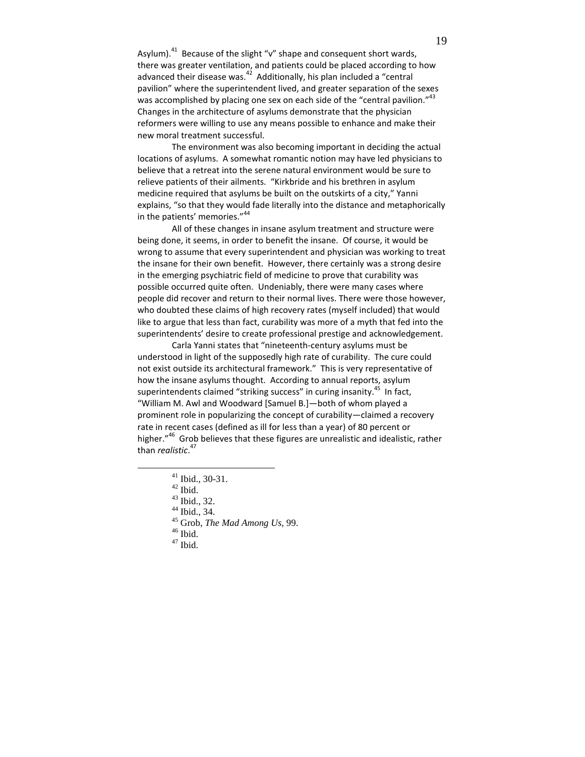Asylum).[41] Because of the slight "v" shape and consequent short wards, there was greater ventilation, and patients could be placed according to how advanced their disease was.[42] Additionally, his plan included a "central pavilion" where the superintendent lived, and greater separation of the sexes was accomplished by placing one sex on each side of the "central pavilion."[43] Changes in the architecture of asylums demonstrate that the physician reformers were willing to use any means possible to enhance and make their new moral treatment successful.

The environment was also becoming important in deciding the actual locations of asylums. A somewhat romantic notion may have led physicians to believe that a retreat into the serene natural environment would be sure to relieve patients of their ailments. "Kirkbride and his brethren in asylum medicine required that asylums be built on the outskirts of a city," Yanni explains, "so that they would fade literally into the distance and metaphorically in the patients' memories."[44]

All of these changes in insane asylum treatment and structure were being done, it seems, in order to benefit the insane. Of course, it would be wrong to assume that every superintendent and physician was working to treat the insane for their own benefit. However, there certainly was a strong desire in the emerging psychiatric field of medicine to prove that curability was possible occurred quite often. Undeniably, there were many cases where people did recover and return to their normal lives. There were those however, who doubted these claims of high recovery rates (myself included) that would like to argue that less than fact, curability was more of a myth that fed into the superintendents' desire to create professional prestige and acknowledgement.

Carla Yanni states that "nineteenth-century asylums must be understood in light of the supposedly high rate of curability. The cure could not exist outside its architectural framework." This is very representative of how the insane asylums thought. According to annual reports, asylum superintendents claimed "striking success" in curing insanity.[45] In fact, "William M. Awl and Woodward [Samuel B.]—both of whom played a prominent role in popularizing the concept of curability—claimed a recovery rate in recent cases (defined as ill for less than a year) of 80 percent or higher."[46] Grob believes that these figures are unrealistic and idealistic, rather than *realistic*.[47]

---

[41] Ibid., 30-31.
[42] Ibid.
[43] Ibid., 32.
[44] Ibid., 34.
[45] Grob, *The Mad Among Us*, 99.
[46] Ibid.
[47] Ibid.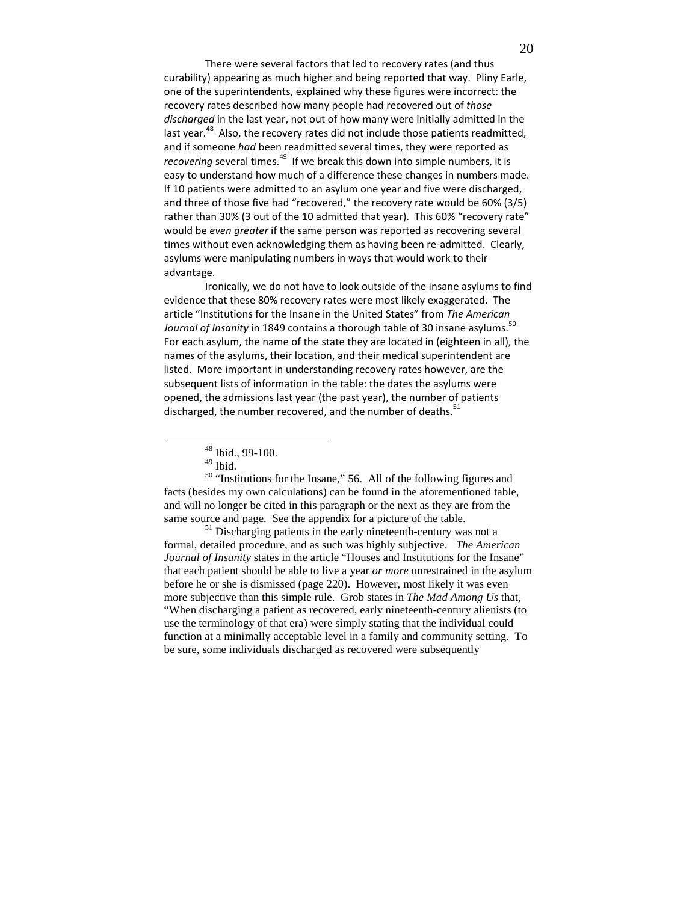There were several factors that led to recovery rates (and thus curability) appearing as much higher and being reported that way. Pliny Earle, one of the superintendents, explained why these figures were incorrect: the recovery rates described how many people had recovered out of *those discharged* in the last year, not out of how many were initially admitted in the last year.[48] Also, the recovery rates did not include those patients readmitted, and if someone *had* been readmitted several times, they were reported as *recovering* several times.[49] If we break this down into simple numbers, it is easy to understand how much of a difference these changes in numbers made. If 10 patients were admitted to an asylum one year and five were discharged, and three of those five had "recovered," the recovery rate would be 60% (3/5) rather than 30% (3 out of the 10 admitted that year). This 60% "recovery rate" would be *even greater* if the same person was reported as recovering several times without even acknowledging them as having been re-admitted. Clearly, asylums were manipulating numbers in ways that would work to their advantage.

Ironically, we do not have to look outside of the insane asylums to find evidence that these 80% recovery rates were most likely exaggerated. The article "Institutions for the Insane in the United States" from *The American Journal of Insanity* in 1849 contains a thorough table of 30 insane asylums.[50] For each asylum, the name of the state they are located in (eighteen in all), the names of the asylums, their location, and their medical superintendent are listed. More important in understanding recovery rates however, are the subsequent lists of information in the table: the dates the asylums were opened, the admissions last year (the past year), the number of patients discharged, the number recovered, and the number of deaths.[51]

---

[48] Ibid., 99-100.

[49] Ibid.

[50] "Institutions for the Insane," 56. All of the following figures and facts (besides my own calculations) can be found in the aforementioned table, and will no longer be cited in this paragraph or the next as they are from the same source and page. See the appendix for a picture of the table.

[51] Discharging patients in the early nineteenth-century was not a formal, detailed procedure, and as such was highly subjective. *The American Journal of Insanity* states in the article "Houses and Institutions for the Insane" that each patient should be able to live a year *or more* unrestrained in the asylum before he or she is dismissed (page 220). However, most likely it was even more subjective than this simple rule. Grob states in *The Mad Among Us* that, "When discharging a patient as recovered, early nineteenth-century alienists (to use the terminology of that era) were simply stating that the individual could function at a minimally acceptable level in a family and community setting. To be sure, some individuals discharged as recovered were subsequently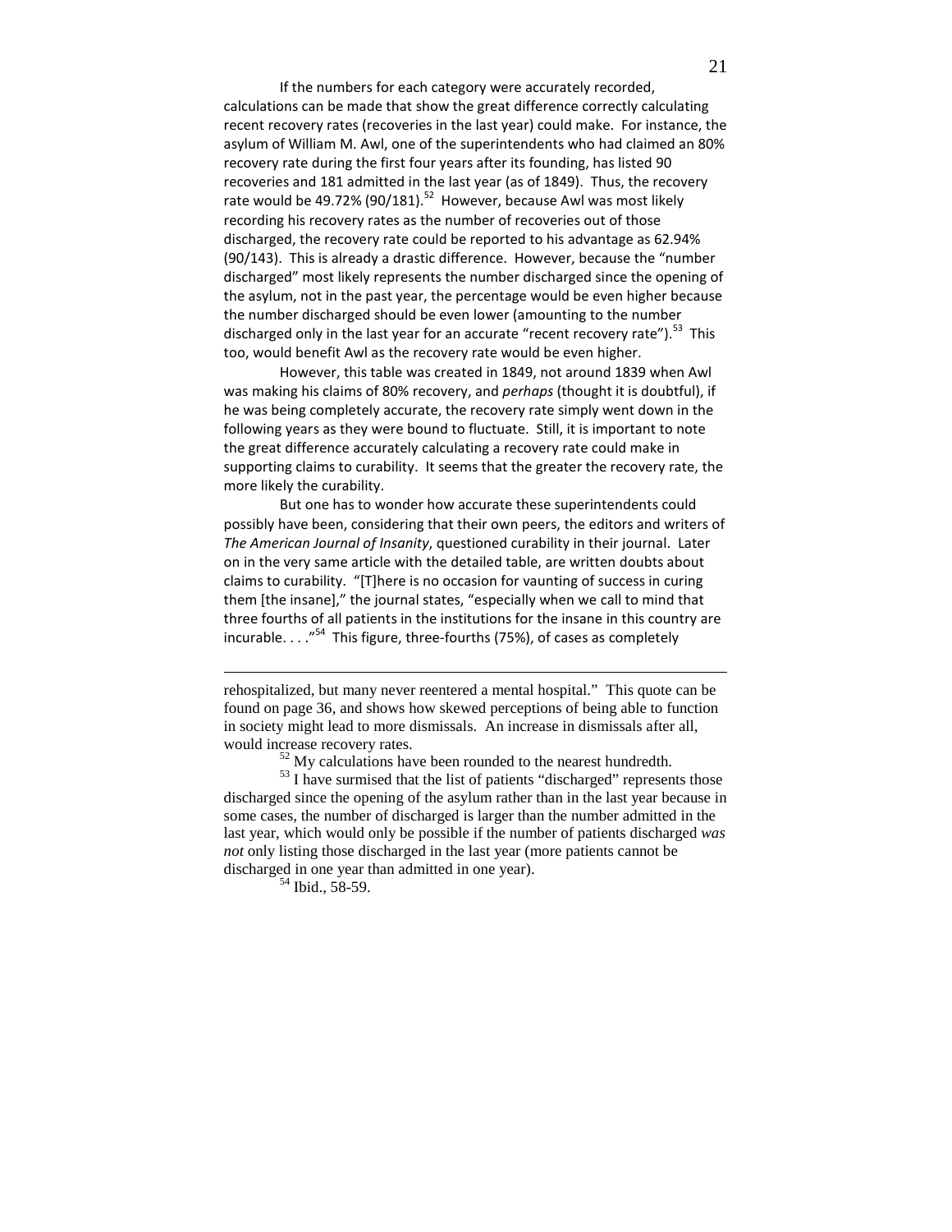If the numbers for each category were accurately recorded, calculations can be made that show the great difference correctly calculating recent recovery rates (recoveries in the last year) could make. For instance, the asylum of William M. Awl, one of the superintendents who had claimed an 80% recovery rate during the first four years after its founding, has listed 90 recoveries and 181 admitted in the last year (as of 1849). Thus, the recovery rate would be 49.72% (90/181).[52] However, because Awl was most likely recording his recovery rates as the number of recoveries out of those discharged, the recovery rate could be reported to his advantage as 62.94% (90/143). This is already a drastic difference. However, because the "number discharged" most likely represents the number discharged since the opening of the asylum, not in the past year, the percentage would be even higher because the number discharged should be even lower (amounting to the number discharged only in the last year for an accurate "recent recovery rate").[53] This too, would benefit Awl as the recovery rate would be even higher.

However, this table was created in 1849, not around 1839 when Awl was making his claims of 80% recovery, and *perhaps* (thought it is doubtful), if he was being completely accurate, the recovery rate simply went down in the following years as they were bound to fluctuate. Still, it is important to note the great difference accurately calculating a recovery rate could make in supporting claims to curability. It seems that the greater the recovery rate, the more likely the curability.

But one has to wonder how accurate these superintendents could possibly have been, considering that their own peers, the editors and writers of *The American Journal of Insanity*, questioned curability in their journal. Later on in the very same article with the detailed table, are written doubts about claims to curability. "[T]here is no occasion for vaunting of success in curing them [the insane]," the journal states, "especially when we call to mind that three fourths of all patients in the institutions for the insane in this country are incurable. . . ."[54] This figure, three-fourths (75%), of cases as completely

---

rehospitalized, but many never reentered a mental hospital." This quote can be found on page 36, and shows how skewed perceptions of being able to function in society might lead to more dismissals. An increase in dismissals after all, would increase recovery rates.

[52] My calculations have been rounded to the nearest hundredth.

[53] I have surmised that the list of patients "discharged" represents those discharged since the opening of the asylum rather than in the last year because in some cases, the number of discharged is larger than the number admitted in the last year, which would only be possible if the number of patients discharged *was not* only listing those discharged in the last year (more patients cannot be discharged in one year than admitted in one year).

[54] Ibid., 58-59.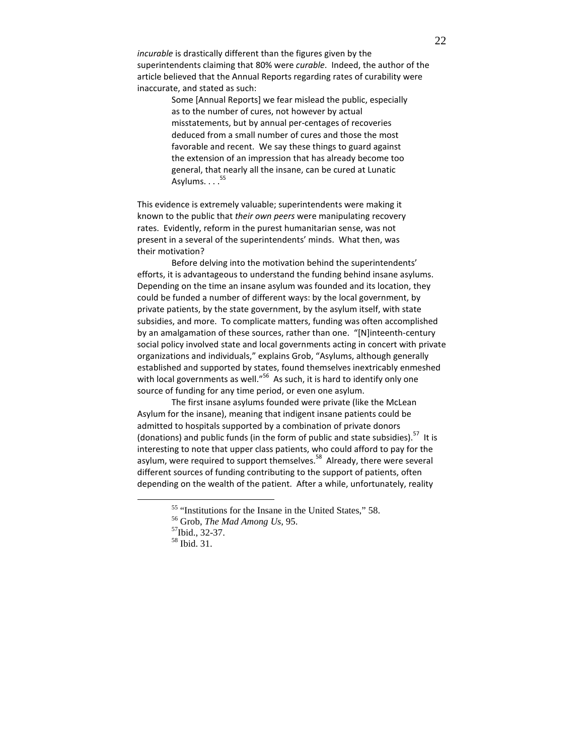*incurable* is drastically different than the figures given by the superintendents claiming that 80% were *curable*. Indeed, the author of the article believed that the Annual Reports regarding rates of curability were inaccurate, and stated as such:

> Some [Annual Reports] we fear mislead the public, especially as to the number of cures, not however by actual misstatements, but by annual per-centages of recoveries deduced from a small number of cures and those the most favorable and recent. We say these things to guard against the extension of an impression that has already become too general, that nearly all the insane, can be cured at Lunatic Asylums. . . .[55]

This evidence is extremely valuable; superintendents were making it known to the public that *their own peers* were manipulating recovery rates. Evidently, reform in the purest humanitarian sense, was not present in a several of the superintendents' minds. What then, was their motivation?

Before delving into the motivation behind the superintendents' efforts, it is advantageous to understand the funding behind insane asylums. Depending on the time an insane asylum was founded and its location, they could be funded a number of different ways: by the local government, by private patients, by the state government, by the asylum itself, with state subsidies, and more. To complicate matters, funding was often accomplished by an amalgamation of these sources, rather than one. "[N]inteenth-century social policy involved state and local governments acting in concert with private organizations and individuals," explains Grob, "Asylums, although generally established and supported by states, found themselves inextricably enmeshed with local governments as well."[56] As such, it is hard to identify only one source of funding for any time period, or even one asylum.

The first insane asylums founded were private (like the McLean Asylum for the insane), meaning that indigent insane patients could be admitted to hospitals supported by a combination of private donors (donations) and public funds (in the form of public and state subsidies).[57] It is interesting to note that upper class patients, who could afford to pay for the asylum, were required to support themselves.[58] Already, there were several different sources of funding contributing to the support of patients, often depending on the wealth of the patient. After a while, unfortunately, reality

---

[55] "Institutions for the Insane in the United States," 58.

[56] Grob, *The Mad Among Us*, 95.

[57] Ibid., 32-37.

[58] Ibid. 31.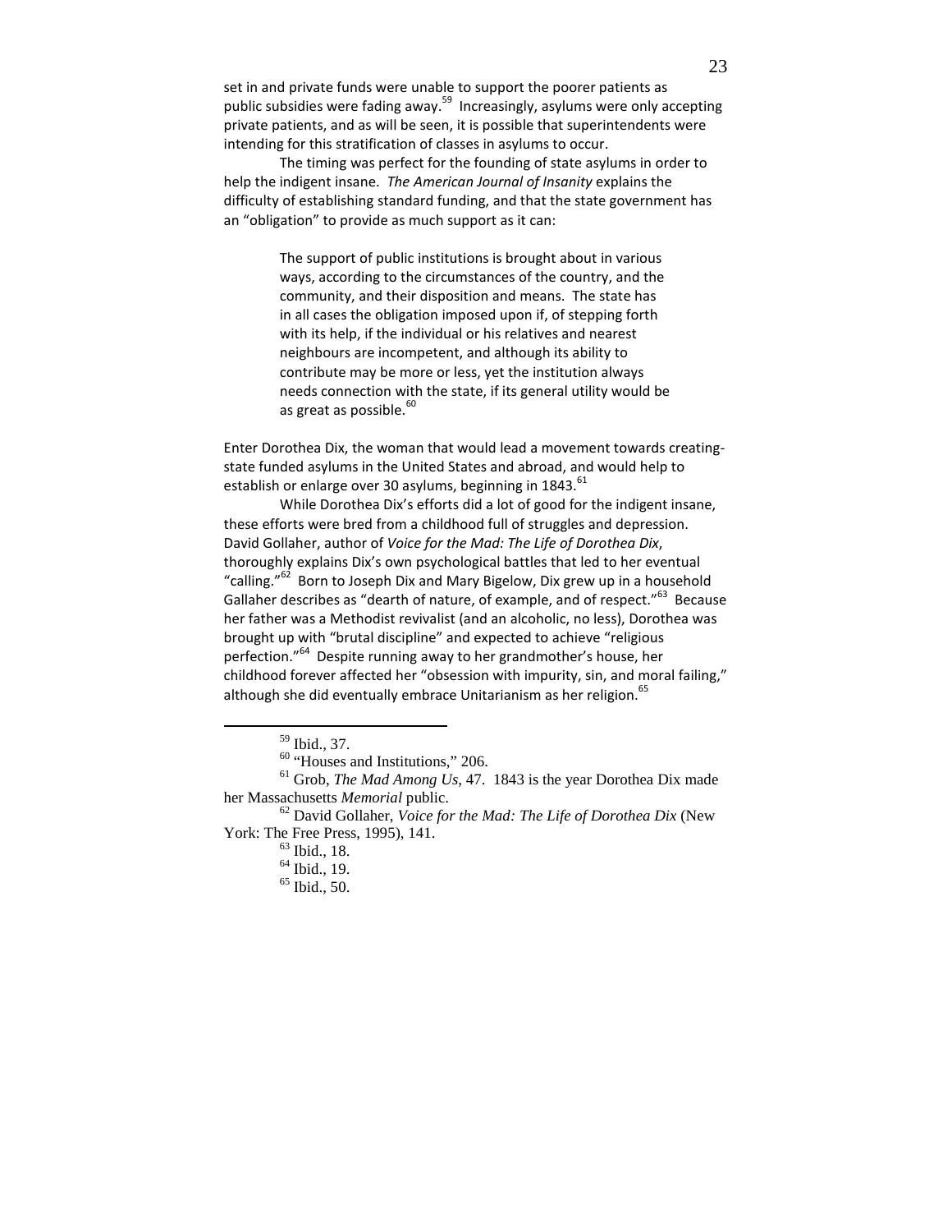set in and private funds were unable to support the poorer patients as public subsidies were fading away.[59] Increasingly, asylums were only accepting private patients, and as will be seen, it is possible that superintendents were intending for this stratification of classes in asylums to occur.

The timing was perfect for the founding of state asylums in order to help the indigent insane. *The American Journal of Insanity* explains the difficulty of establishing standard funding, and that the state government has an "obligation" to provide as much support as it can:

> The support of public institutions is brought about in various ways, according to the circumstances of the country, and the community, and their disposition and means. The state has in all cases the obligation imposed upon if, of stepping forth with its help, if the individual or his relatives and nearest neighbours are incompetent, and although its ability to contribute may be more or less, yet the institution always needs connection with the state, if its general utility would be as great as possible.[60]

Enter Dorothea Dix, the woman that would lead a movement towards creating-state funded asylums in the United States and abroad, and would help to establish or enlarge over 30 asylums, beginning in 1843.[61]

While Dorothea Dix's efforts did a lot of good for the indigent insane, these efforts were bred from a childhood full of struggles and depression. David Gollaher, author of *Voice for the Mad: The Life of Dorothea Dix*, thoroughly explains Dix's own psychological battles that led to her eventual "calling."[62] Born to Joseph Dix and Mary Bigelow, Dix grew up in a household Gallaher describes as "dearth of nature, of example, and of respect."[63] Because her father was a Methodist revivalist (and an alcoholic, no less), Dorothea was brought up with "brutal discipline" and expected to achieve "religious perfection."[64] Despite running away to her grandmother's house, her childhood forever affected her "obsession with impurity, sin, and moral failing," although she did eventually embrace Unitarianism as her religion.[65]

---

[59] Ibid., 37.

[60] "Houses and Institutions," 206.

[61] Grob, *The Mad Among Us*, 47. 1843 is the year Dorothea Dix made her Massachusetts *Memorial* public.

[62] David Gollaher, *Voice for the Mad: The Life of Dorothea Dix* (New York: The Free Press, 1995), 141.

[63] Ibid., 18.

[64] Ibid., 19.

[65] Ibid., 50.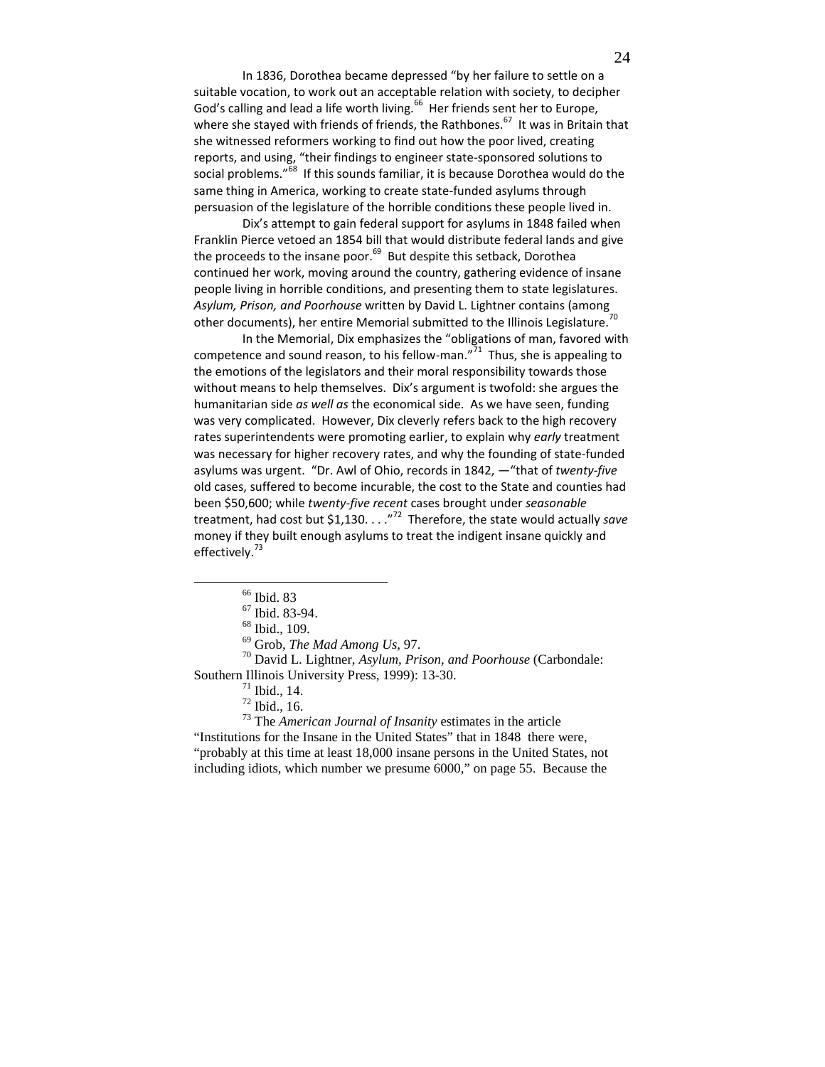In 1836, Dorothea became depressed "by her failure to settle on a suitable vocation, to work out an acceptable relation with society, to decipher God's calling and lead a life worth living.[66] Her friends sent her to Europe, where she stayed with friends of friends, the Rathbones.[67] It was in Britain that she witnessed reformers working to find out how the poor lived, creating reports, and using, "their findings to engineer state-sponsored solutions to social problems."[68] If this sounds familiar, it is because Dorothea would do the same thing in America, working to create state-funded asylums through persuasion of the legislature of the horrible conditions these people lived in.

Dix's attempt to gain federal support for asylums in 1848 failed when Franklin Pierce vetoed an 1854 bill that would distribute federal lands and give the proceeds to the insane poor.[69] But despite this setback, Dorothea continued her work, moving around the country, gathering evidence of insane people living in horrible conditions, and presenting them to state legislatures. *Asylum, Prison, and Poorhouse* written by David L. Lightner contains (among other documents), her entire Memorial submitted to the Illinois Legislature.[70]

In the Memorial, Dix emphasizes the "obligations of man, favored with competence and sound reason, to his fellow-man."[71] Thus, she is appealing to the emotions of the legislators and their moral responsibility towards those without means to help themselves. Dix's argument is twofold: she argues the humanitarian side *as well as* the economical side. As we have seen, funding was very complicated. However, Dix cleverly refers back to the high recovery rates superintendents were promoting earlier, to explain why *early* treatment was necessary for higher recovery rates, and why the founding of state-funded asylums was urgent. "Dr. Awl of Ohio, records in 1842, —"that of *twenty-five* old cases, suffered to become incurable, the cost to the State and counties had been $50,600; while *twenty-five recent* cases brought under *seasonable* treatment, had cost but $1,130. . . ."[72] Therefore, the state would actually *save* money if they built enough asylums to treat the indigent insane quickly and effectively.[73]

---

[66] Ibid. 83

[67] Ibid. 83-94.

[68] Ibid., 109.

[69] Grob, *The Mad Among Us*, 97.

[70] David L. Lightner, *Asylum, Prison, and Poorhouse* (Carbondale: Southern Illinois University Press, 1999): 13-30.

[71] Ibid., 14.

[72] Ibid., 16.

[73] The *American Journal of Insanity* estimates in the article "Institutions for the Insane in the United States" that in 1848 there were, "probably at this time at least 18,000 insane persons in the United States, not including idiots, which number we presume 6000," on page 55. Because the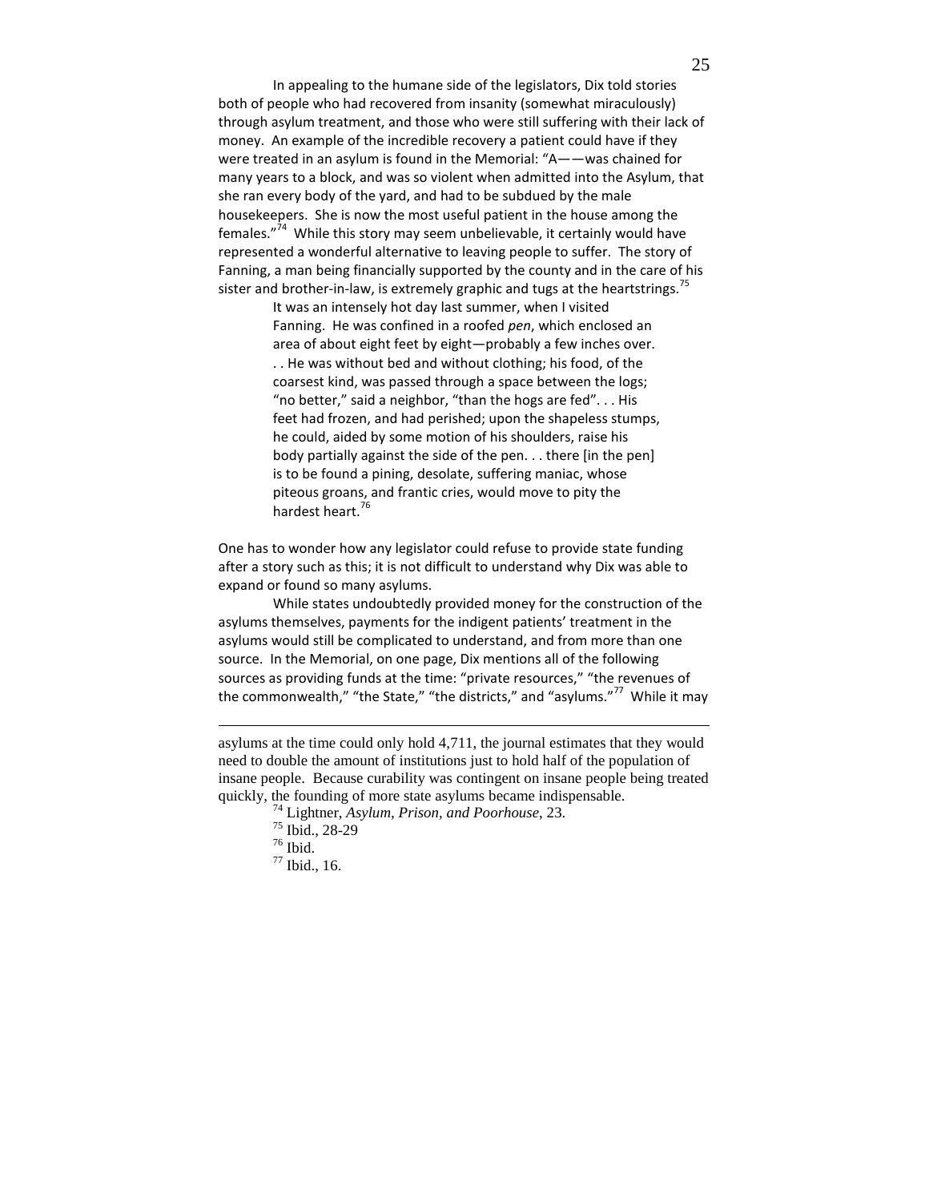In appealing to the humane side of the legislators, Dix told stories both of people who had recovered from insanity (somewhat miraculously) through asylum treatment, and those who were still suffering with their lack of money. An example of the incredible recovery a patient could have if they were treated in an asylum is found in the Memorial: "A——was chained for many years to a block, and was so violent when admitted into the Asylum, that she ran every body of the yard, and had to be subdued by the male housekeepers. She is now the most useful patient in the house among the females."[74] While this story may seem unbelievable, it certainly would have represented a wonderful alternative to leaving people to suffer. The story of Fanning, a man being financially supported by the county and in the care of his sister and brother-in-law, is extremely graphic and tugs at the heartstrings.[75]

> It was an intensely hot day last summer, when I visited Fanning. He was confined in a roofed *pen*, which enclosed an area of about eight feet by eight—probably a few inches over. . . He was without bed and without clothing; his food, of the coarsest kind, was passed through a space between the logs; "no better," said a neighbor, "than the hogs are fed". . . His feet had frozen, and had perished; upon the shapeless stumps, he could, aided by some motion of his shoulders, raise his body partially against the side of the pen. . . there [in the pen] is to be found a pining, desolate, suffering maniac, whose piteous groans, and frantic cries, would move to pity the hardest heart.[76]

One has to wonder how any legislator could refuse to provide state funding after a story such as this; it is not difficult to understand why Dix was able to expand or found so many asylums.

While states undoubtedly provided money for the construction of the asylums themselves, payments for the indigent patients' treatment in the asylums would still be complicated to understand, and from more than one source. In the Memorial, on one page, Dix mentions all of the following sources as providing funds at the time: "private resources," "the revenues of the commonwealth," "the State," "the districts," and "asylums."[77] While it may

---

asylums at the time could only hold 4,711, the journal estimates that they would need to double the amount of institutions just to hold half of the population of insane people. Because curability was contingent on insane people being treated quickly, the founding of more state asylums became indispensable.

[74] Lightner, *Asylum, Prison, and Poorhouse*, 23.

[75] Ibid., 28-29

[76] Ibid.

[77] Ibid., 16.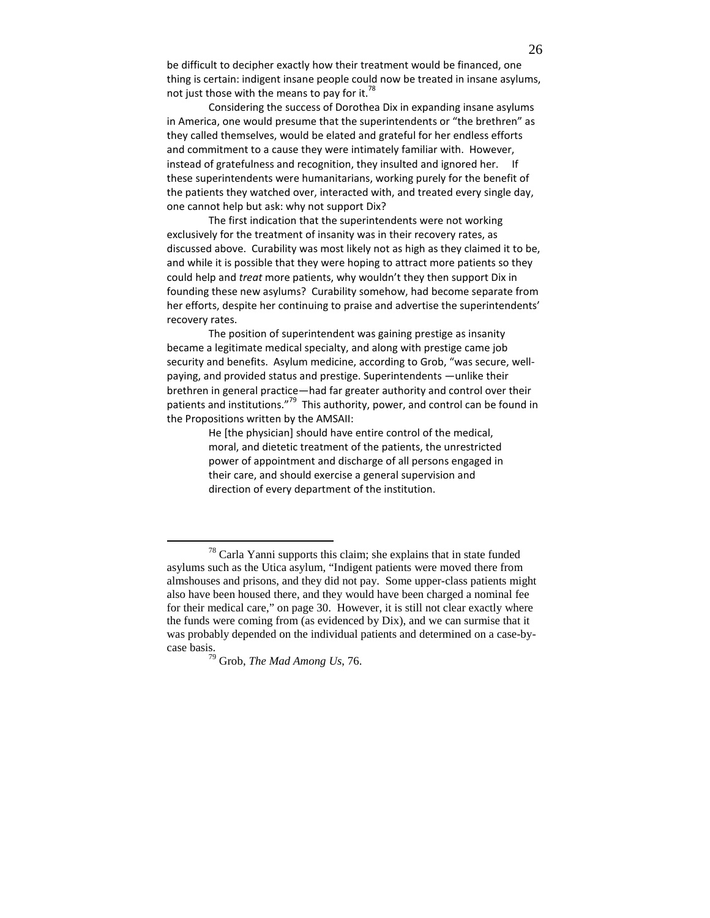be difficult to decipher exactly how their treatment would be financed, one thing is certain: indigent insane people could now be treated in insane asylums, not just those with the means to pay for it.[78]

Considering the success of Dorothea Dix in expanding insane asylums in America, one would presume that the superintendents or "the brethren" as they called themselves, would be elated and grateful for her endless efforts and commitment to a cause they were intimately familiar with. However, instead of gratefulness and recognition, they insulted and ignored her. If these superintendents were humanitarians, working purely for the benefit of the patients they watched over, interacted with, and treated every single day, one cannot help but ask: why not support Dix?

The first indication that the superintendents were not working exclusively for the treatment of insanity was in their recovery rates, as discussed above. Curability was most likely not as high as they claimed it to be, and while it is possible that they were hoping to attract more patients so they could help and *treat* more patients, why wouldn't they then support Dix in founding these new asylums? Curability somehow, had become separate from her efforts, despite her continuing to praise and advertise the superintendents' recovery rates.

The position of superintendent was gaining prestige as insanity became a legitimate medical specialty, and along with prestige came job security and benefits. Asylum medicine, according to Grob, "was secure, well-paying, and provided status and prestige. Superintendents —unlike their brethren in general practice—had far greater authority and control over their patients and institutions."[79] This authority, power, and control can be found in the Propositions written by the AMSAII:

> He [the physician] should have entire control of the medical, moral, and dietetic treatment of the patients, the unrestricted power of appointment and discharge of all persons engaged in their care, and should exercise a general supervision and direction of every department of the institution.

---

[78] Carla Yanni supports this claim; she explains that in state funded asylums such as the Utica asylum, "Indigent patients were moved there from almshouses and prisons, and they did not pay. Some upper-class patients might also have been housed there, and they would have been charged a nominal fee for their medical care," on page 30. However, it is still not clear exactly where the funds were coming from (as evidenced by Dix), and we can surmise that it was probably depended on the individual patients and determined on a case-by-case basis.

[79] Grob, *The Mad Among Us*, 76.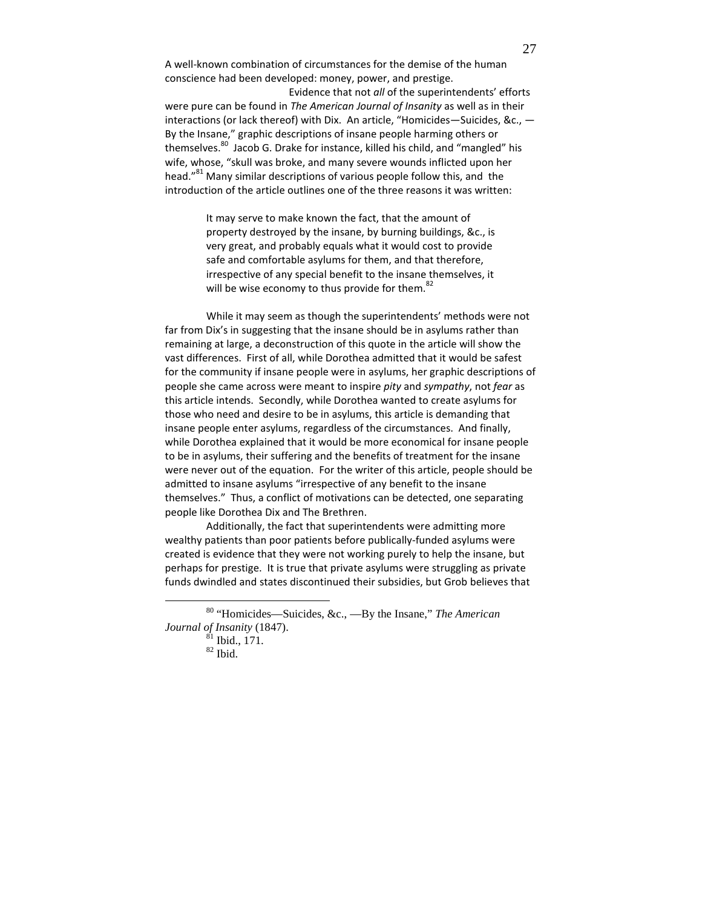A well-known combination of circumstances for the demise of the human conscience had been developed: money, power, and prestige.

Evidence that not *all* of the superintendents' efforts were pure can be found in *The American Journal of Insanity* as well as in their interactions (or lack thereof) with Dix. An article, "Homicides—Suicides, &c., —By the Insane," graphic descriptions of insane people harming others or themselves.[80] Jacob G. Drake for instance, killed his child, and "mangled" his wife, whose, "skull was broke, and many severe wounds inflicted upon her head."[81] Many similar descriptions of various people follow this, and the introduction of the article outlines one of the three reasons it was written:

> It may serve to make known the fact, that the amount of property destroyed by the insane, by burning buildings, &c., is very great, and probably equals what it would cost to provide safe and comfortable asylums for them, and that therefore, irrespective of any special benefit to the insane themselves, it will be wise economy to thus provide for them.[82]

While it may seem as though the superintendents' methods were not far from Dix's in suggesting that the insane should be in asylums rather than remaining at large, a deconstruction of this quote in the article will show the vast differences. First of all, while Dorothea admitted that it would be safest for the community if insane people were in asylums, her graphic descriptions of people she came across were meant to inspire *pity* and *sympathy*, not *fear* as this article intends. Secondly, while Dorothea wanted to create asylums for those who need and desire to be in asylums, this article is demanding that insane people enter asylums, regardless of the circumstances. And finally, while Dorothea explained that it would be more economical for insane people to be in asylums, their suffering and the benefits of treatment for the insane were never out of the equation. For the writer of this article, people should be admitted to insane asylums "irrespective of any benefit to the insane themselves." Thus, a conflict of motivations can be detected, one separating people like Dorothea Dix and The Brethren.

Additionally, the fact that superintendents were admitting more wealthy patients than poor patients before publically-funded asylums were created is evidence that they were not working purely to help the insane, but perhaps for prestige. It is true that private asylums were struggling as private funds dwindled and states discontinued their subsidies, but Grob believes that

---

[80] "Homicides—Suicides, &c., —By the Insane," *The American Journal of Insanity* (1847).

[81] Ibid., 171.

[82] Ibid.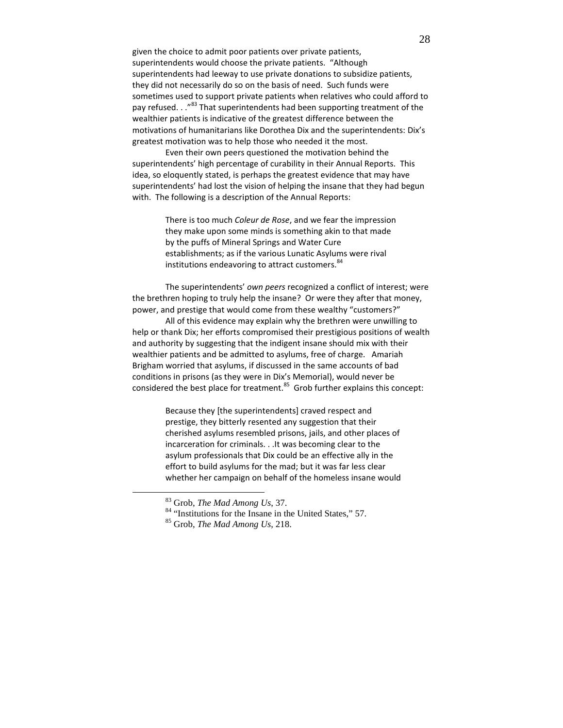given the choice to admit poor patients over private patients, superintendents would choose the private patients. "Although superintendents had leeway to use private donations to subsidize patients, they did not necessarily do so on the basis of need. Such funds were sometimes used to support private patients when relatives who could afford to pay refused. . ."[83] That superintendents had been supporting treatment of the wealthier patients is indicative of the greatest difference between the motivations of humanitarians like Dorothea Dix and the superintendents: Dix's greatest motivation was to help those who needed it the most.

Even their own peers questioned the motivation behind the superintendents' high percentage of curability in their Annual Reports. This idea, so eloquently stated, is perhaps the greatest evidence that may have superintendents' had lost the vision of helping the insane that they had begun with. The following is a description of the Annual Reports:

> There is too much *Coleur de Rose*, and we fear the impression they make upon some minds is something akin to that made by the puffs of Mineral Springs and Water Cure establishments; as if the various Lunatic Asylums were rival institutions endeavoring to attract customers.[84]

The superintendents' *own peers* recognized a conflict of interest; were the brethren hoping to truly help the insane? Or were they after that money, power, and prestige that would come from these wealthy "customers?"

All of this evidence may explain why the brethren were unwilling to help or thank Dix; her efforts compromised their prestigious positions of wealth and authority by suggesting that the indigent insane should mix with their wealthier patients and be admitted to asylums, free of charge. Amariah Brigham worried that asylums, if discussed in the same accounts of bad conditions in prisons (as they were in Dix's Memorial), would never be considered the best place for treatment.[85] Grob further explains this concept:

> Because they [the superintendents] craved respect and prestige, they bitterly resented any suggestion that their cherished asylums resembled prisons, jails, and other places of incarceration for criminals. . .It was becoming clear to the asylum professionals that Dix could be an effective ally in the effort to build asylums for the mad; but it was far less clear whether her campaign on behalf of the homeless insane would

---

[83] Grob, *The Mad Among Us*, 37.

[84] "Institutions for the Insane in the United States," 57.

[85] Grob, *The Mad Among Us*, 218.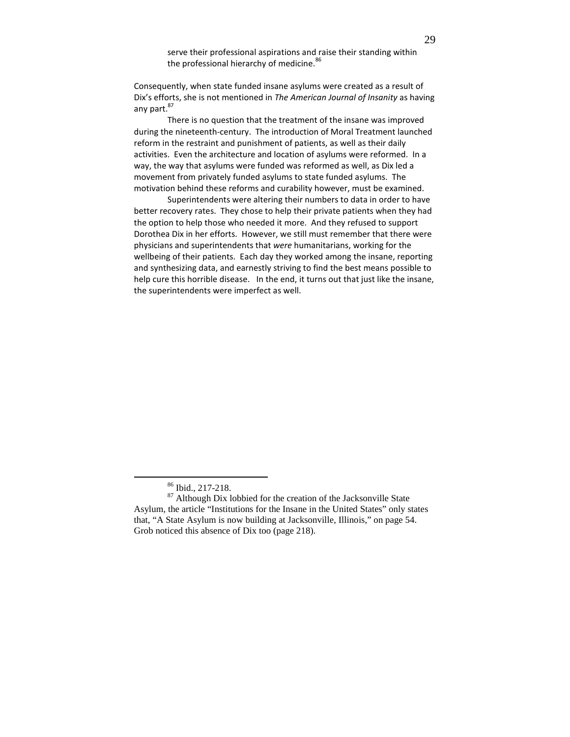> serve their professional aspirations and raise their standing within the professional hierarchy of medicine.[86]

Consequently, when state funded insane asylums were created as a result of Dix's efforts, she is not mentioned in *The American Journal of Insanity* as having any part.[87]

There is no question that the treatment of the insane was improved during the nineteenth-century. The introduction of Moral Treatment launched reform in the restraint and punishment of patients, as well as their daily activities. Even the architecture and location of asylums were reformed. In a way, the way that asylums were funded was reformed as well, as Dix led a movement from privately funded asylums to state funded asylums. The motivation behind these reforms and curability however, must be examined.

Superintendents were altering their numbers to data in order to have better recovery rates. They chose to help their private patients when they had the option to help those who needed it more. And they refused to support Dorothea Dix in her efforts. However, we still must remember that there were physicians and superintendents that *were* humanitarians, working for the wellbeing of their patients. Each day they worked among the insane, reporting and synthesizing data, and earnestly striving to find the best means possible to help cure this horrible disease. In the end, it turns out that just like the insane, the superintendents were imperfect as well.

---

[86] Ibid., 217-218.

[87] Although Dix lobbied for the creation of the Jacksonville State Asylum, the article "Institutions for the Insane in the United States" only states that, "A State Asylum is now building at Jacksonville, Illinois," on page 54. Grob noticed this absence of Dix too (page 218).